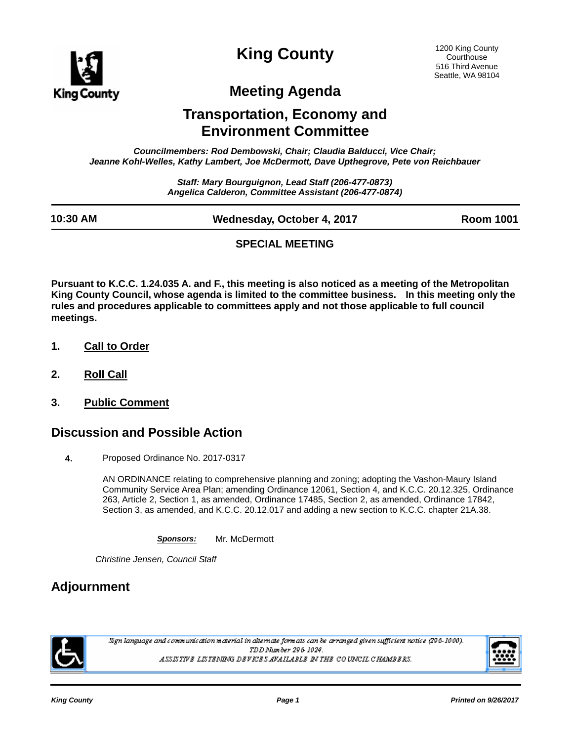# King County

1200 King County Courthouse
516 Third Avenue
Seattle, WA 98104

## Meeting Agenda

## Transportation, Economy and Environment Committee

*Councilmembers: Rod Dembowski, Chair; Claudia Balducci, Vice Chair; Jeanne Kohl-Welles, Kathy Lambert, Joe McDermott, Dave Upthegrove, Pete von Reichbauer*

*Staff: Mary Bourguignon, Lead Staff (206-477-0873)*
*Angelica Calderon, Committee Assistant (206-477-0874)*

**10:30 AM** | **Wednesday, October 4, 2017** | **Room 1001**

**SPECIAL MEETING**

**Pursuant to K.C.C. 1.24.035 A. and F., this meeting is also noticed as a meeting of the Metropolitan King County Council, whose agenda is limited to the committee business. In this meeting only the rules and procedures applicable to committees apply and not those applicable to full council meetings.**

1. **Call to Order**

2. **Roll Call**

3. **Public Comment**

## Discussion and Possible Action

**4.** Proposed Ordinance No. 2017-0317

AN ORDINANCE relating to comprehensive planning and zoning; adopting the Vashon-Maury Island Community Service Area Plan; amending Ordinance 12061, Section 4, and K.C.C. 20.12.325, Ordinance 263, Article 2, Section 1, as amended, Ordinance 17485, Section 2, as amended, Ordinance 17842, Section 3, as amended, and K.C.C. 20.12.017 and adding a new section to K.C.C. chapter 21A.38.

***Sponsors:*** Mr. McDermott

*Christine Jensen, Council Staff*

## Adjournment

*Sign language and communication material in alternate formats can be arranged given sufficient notice (296-1000).*
*TDD Number 296-1024.*
*ASSISTIVE LISTENING DEVICES AVAILABLE IN THE COUNCIL CHAMBERS.*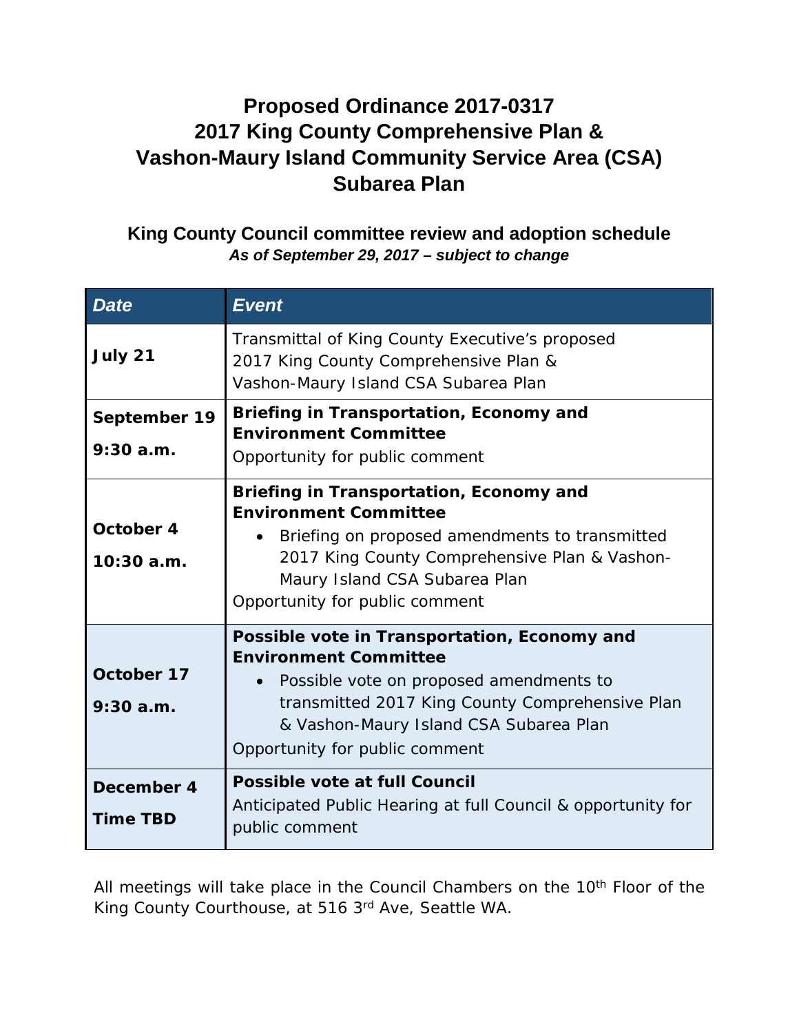# Proposed Ordinance 2017-0317
# 2017 King County Comprehensive Plan & Vashon-Maury Island Community Service Area (CSA) Subarea Plan

## King County Council committee review and adoption schedule

***As of September 29, 2017 – subject to change***

| *Date* | *Event* |
|---|---|
| **July 21** | Transmittal of King County Executive's proposed 2017 King County Comprehensive Plan & Vashon-Maury Island CSA Subarea Plan |
| **September 19**<br>**9:30 a.m.** | **Briefing in Transportation, Economy and Environment Committee**<br>Opportunity for public comment |
| **October 4**<br>**10:30 a.m.** | **Briefing in Transportation, Economy and Environment Committee**<br>• Briefing on proposed amendments to transmitted 2017 King County Comprehensive Plan & Vashon-Maury Island CSA Subarea Plan<br>Opportunity for public comment |
| **October 17**<br>**9:30 a.m.** | **Possible vote in Transportation, Economy and Environment Committee**<br>• Possible vote on proposed amendments to transmitted 2017 King County Comprehensive Plan & Vashon-Maury Island CSA Subarea Plan<br>Opportunity for public comment |
| **December 4**<br>**Time TBD** | **Possible vote at full Council**<br>Anticipated Public Hearing at full Council & opportunity for public comment |

All meetings will take place in the Council Chambers on the 10th Floor of the King County Courthouse, at 516 3rd Ave, Seattle WA.